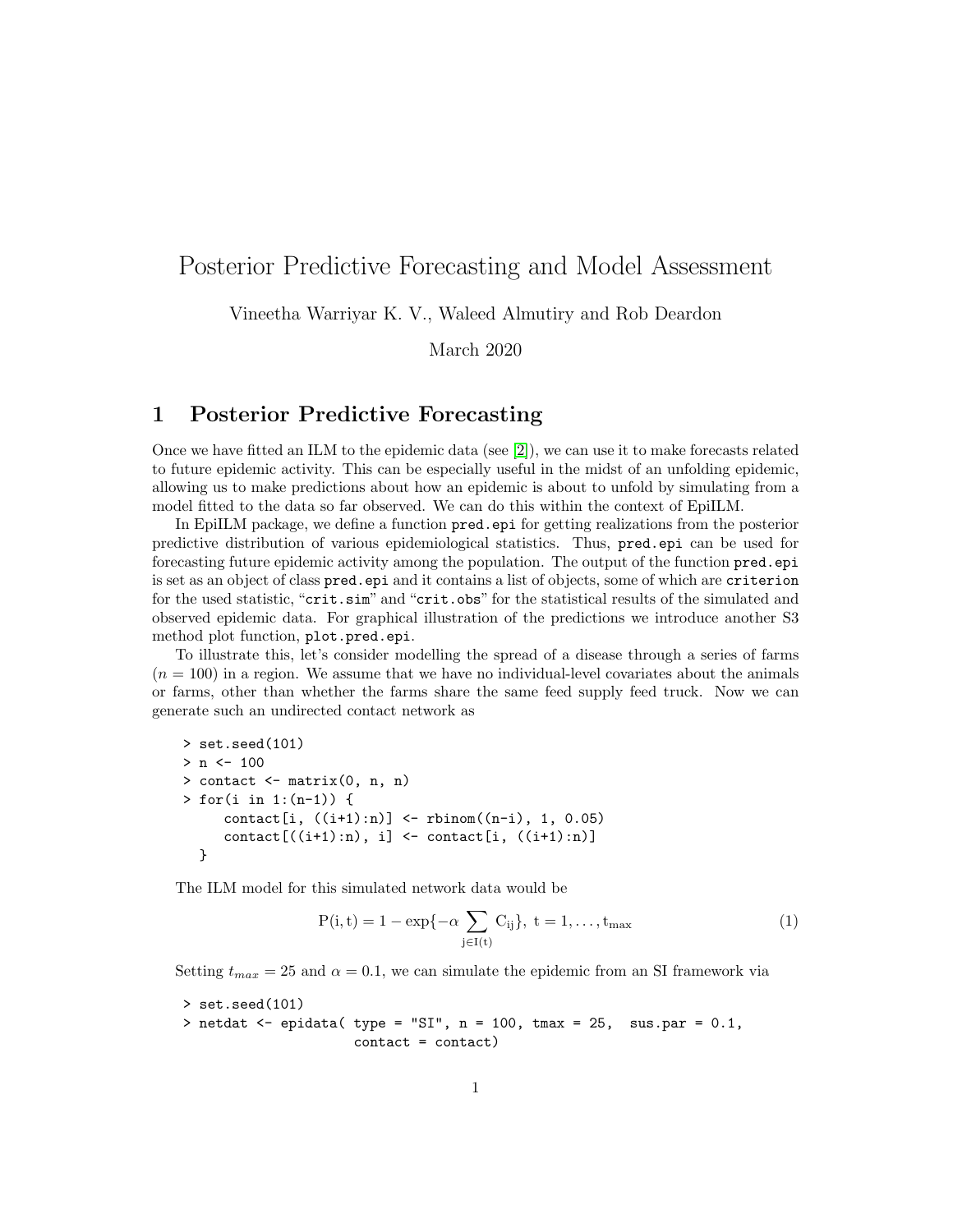# Posterior Predictive Forecasting and Model Assessment

Vineetha Warriyar K. V., Waleed Almutiry and Rob Deardon

March 2020

## 1 Posterior Predictive Forecasting

Once we have fitted an ILM to the epidemic data (see [2]), we can use it to make forecasts related to future epidemic activity. This can be especially useful in the midst of an unfolding epidemic, allowing us to make predictions about how an epidemic is about to unfold by simulating from a model fitted to the data so far observed. We can do this within the context of EpiILM.

In EpiILM package, we define a function `pred.epi` for getting realizations from the posterior predictive distribution of various epidemiological statistics. Thus, `pred.epi` can be used for forecasting future epidemic activity among the population. The output of the function `pred.epi` is set as an object of class `pred.epi` and it contains a list of objects, some of which are `criterion` for the used statistic, "`crit.sim`" and "`crit.obs`" for the statistical results of the simulated and observed epidemic data. For graphical illustration of the predictions we introduce another S3 method plot function, `plot.pred.epi`.

To illustrate this, let's consider modelling the spread of a disease through a series of farms ($n = 100$) in a region. We assume that we have no individual-level covariates about the animals or farms, other than whether the farms share the same feed supply feed truck. Now we can generate such an undirected contact network as

```
> set.seed(101)
> n <- 100
> contact <- matrix(0, n, n)
> for(i in 1:(n-1)) {
     contact[i, ((i+1):n)] <- rbinom((n-i), 1, 0.05)
     contact[((i+1):n), i] <- contact[i, ((i+1):n)]
  }
```

The ILM model for this simulated network data would be

$$P(i,t) = 1 - \exp\{-\alpha \sum_{j \in I(t)} C_{ij}\}, \ t = 1, \ldots, t_{max} \tag{1}$$

Setting $t_{max} = 25$ and $\alpha = 0.1$, we can simulate the epidemic from an SI framework via

```
> set.seed(101)
> netdat <- epidata( type = "SI", n = 100, tmax = 25,  sus.par = 0.1,
                    contact = contact)
```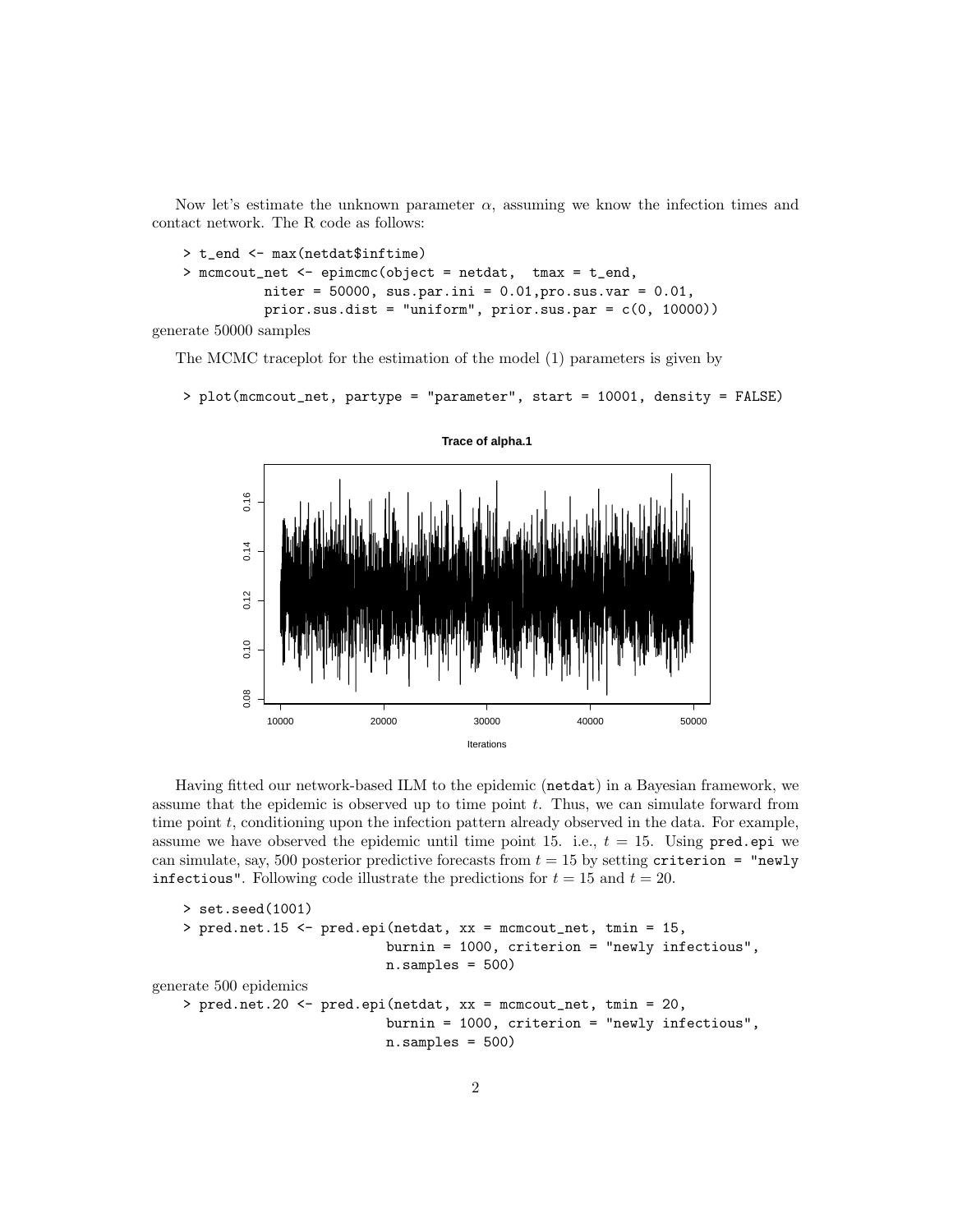Now let's estimate the unknown parameter $\alpha$, assuming we know the infection times and contact network. The R code as follows:

```
> t_end <- max(netdat$inftime)
> mcmcout_net <- epimcmc(object = netdat,  tmax = t_end,
           niter = 50000, sus.par.ini = 0.01,pro.sus.var = 0.01,
           prior.sus.dist = "uniform", prior.sus.par = c(0, 10000))
```

generate 50000 samples

The MCMC traceplot for the estimation of the model (1) parameters is given by

```
> plot(mcmcout_net, partype = "parameter", start = 10001, density = FALSE)
```

Having fitted our network-based ILM to the epidemic (`netdat`) in a Bayesian framework, we assume that the epidemic is observed up to time point $t$. Thus, we can simulate forward from time point $t$, conditioning upon the infection pattern already observed in the data. For example, assume we have observed the epidemic until time point 15. i.e., $t = 15$. Using `pred.epi` we can simulate, say, 500 posterior predictive forecasts from $t = 15$ by setting `criterion = "newly infectious"`. Following code illustrate the predictions for $t = 15$ and $t = 20$.

```
> set.seed(1001)
> pred.net.15 <- pred.epi(netdat, xx = mcmcout_net, tmin = 15,
                          burnin = 1000, criterion = "newly infectious",
                          n.samples = 500)
```

generate 500 epidemics

```
> pred.net.20 <- pred.epi(netdat, xx = mcmcout_net, tmin = 20,
                          burnin = 1000, criterion = "newly infectious",
                          n.samples = 500)
```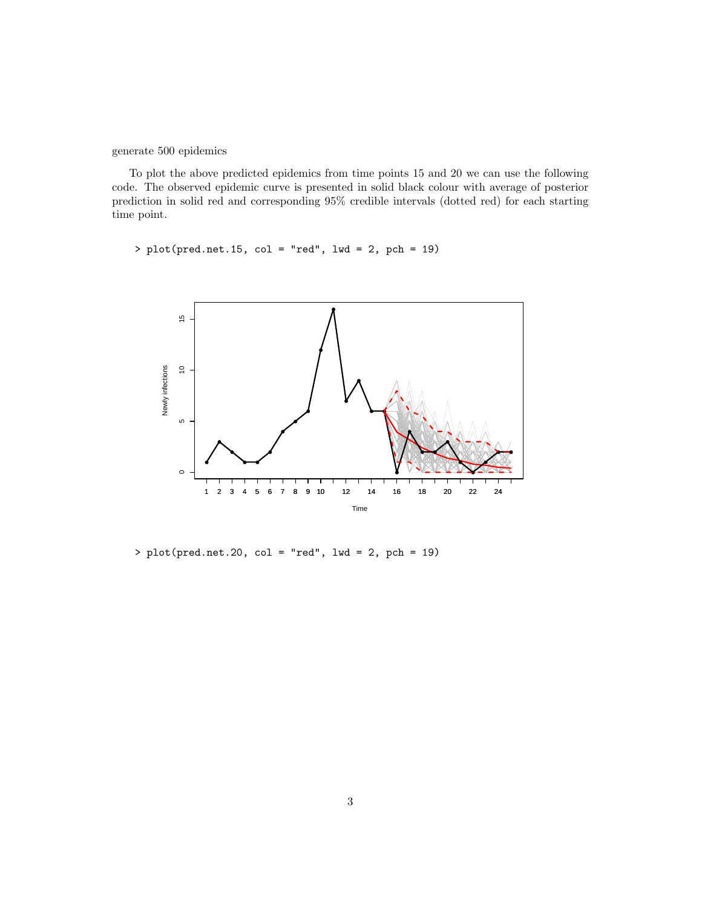generate 500 epidemics

To plot the above predicted epidemics from time points 15 and 20 we can use the following code. The observed epidemic curve is presented in solid black colour with average of posterior prediction in solid red and corresponding 95% credible intervals (dotted red) for each starting time point.

```
> plot(pred.net.15, col = "red", lwd = 2, pch = 19)
```

```
> plot(pred.net.20, col = "red", lwd = 2, pch = 19)
```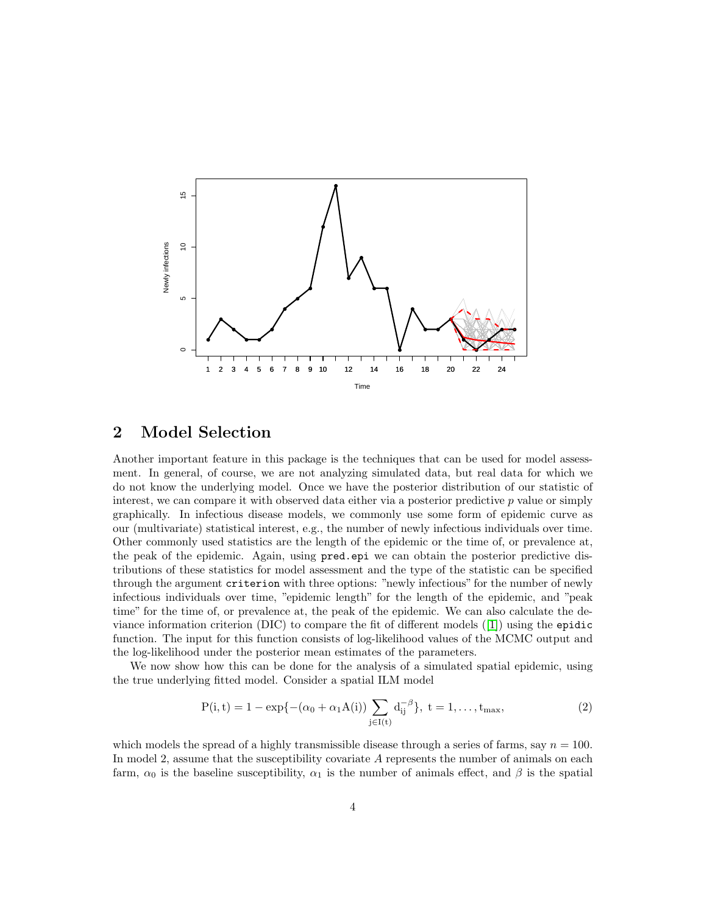## 2 Model Selection

Another important feature in this package is the techniques that can be used for model assessment. In general, of course, we are not analyzing simulated data, but real data for which we do not know the underlying model. Once we have the posterior distribution of our statistic of interest, we can compare it with observed data either via a posterior predictive $p$ value or simply graphically. In infectious disease models, we commonly use some form of epidemic curve as our (multivariate) statistical interest, e.g., the number of newly infectious individuals over time. Other commonly used statistics are the length of the epidemic or the time of, or prevalence at, the peak of the epidemic. Again, using `pred.epi` we can obtain the posterior predictive distributions of these statistics for model assessment and the type of the statistic can be specified through the argument `criterion` with three options: "newly infectious" for the number of newly infectious individuals over time, "epidemic length" for the length of the epidemic, and "peak time" for the time of, or prevalence at, the peak of the epidemic. We can also calculate the deviance information criterion (DIC) to compare the fit of different models ([1]) using the `epidic` function. The input for this function consists of log-likelihood values of the MCMC output and the log-likelihood under the posterior mean estimates of the parameters.

We now show how this can be done for the analysis of a simulated spatial epidemic, using the true underlying fitted model. Consider a spatial ILM model

$$P(i,t) = 1 - \exp\{-(\alpha_0 + \alpha_1 A(i)) \sum_{j \in I(t)} d_{ij}^{-\beta}\}, \; t = 1, \ldots, t_{max}, \tag{2}$$

which models the spread of a highly transmissible disease through a series of farms, say $n = 100$. In model 2, assume that the susceptibility covariate $A$ represents the number of animals on each farm, $\alpha_0$ is the baseline susceptibility, $\alpha_1$ is the number of animals effect, and $\beta$ is the spatial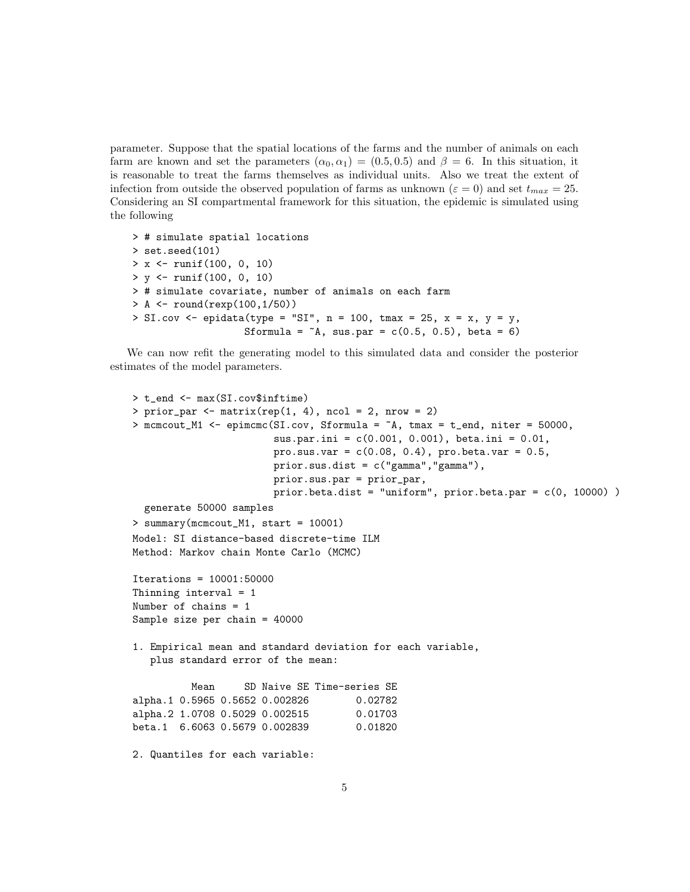parameter. Suppose that the spatial locations of the farms and the number of animals on each farm are known and set the parameters $(\alpha_0, \alpha_1) = (0.5, 0.5)$ and $\beta = 6$. In this situation, it is reasonable to treat the farms themselves as individual units. Also we treat the extent of infection from outside the observed population of farms as unknown ($\varepsilon = 0$) and set $t_{max} = 25$. Considering an SI compartmental framework for this situation, the epidemic is simulated using the following

```
> # simulate spatial locations
> set.seed(101)
> x <- runif(100, 0, 10)
> y <- runif(100, 0, 10)
> # simulate covariate, number of animals on each farm
> A <- round(rexp(100,1/50))
> SI.cov <- epidata(type = "SI", n = 100, tmax = 25, x = x, y = y,
                    Sformula = ~A, sus.par = c(0.5, 0.5), beta = 6)
```

We can now refit the generating model to this simulated data and consider the posterior estimates of the model parameters.

```
> t_end <- max(SI.cov$inftime)
> prior_par <- matrix(rep(1, 4), ncol = 2, nrow = 2)
> mcmcout_M1 <- epimcmc(SI.cov, Sformula = ~A, tmax = t_end, niter = 50000,
                        sus.par.ini = c(0.001, 0.001), beta.ini = 0.01,
                        pro.sus.var = c(0.08, 0.4), pro.beta.var = 0.5,
                        prior.sus.dist = c("gamma","gamma"),
                        prior.sus.par = prior_par,
                        prior.beta.dist = "uniform", prior.beta.par = c(0, 10000) )
  generate 50000 samples
> summary(mcmcout_M1, start = 10001)
Model: SI distance-based discrete-time ILM
Method: Markov chain Monte Carlo (MCMC)

Iterations = 10001:50000
Thinning interval = 1
Number of chains = 1
Sample size per chain = 40000

1. Empirical mean and standard deviation for each variable,
   plus standard error of the mean:

          Mean     SD Naive SE Time-series SE
alpha.1 0.5965 0.5652 0.002826        0.02782
alpha.2 1.0708 0.5029 0.002515        0.01703
beta.1  6.6063 0.5679 0.002839        0.01820

2. Quantiles for each variable:
```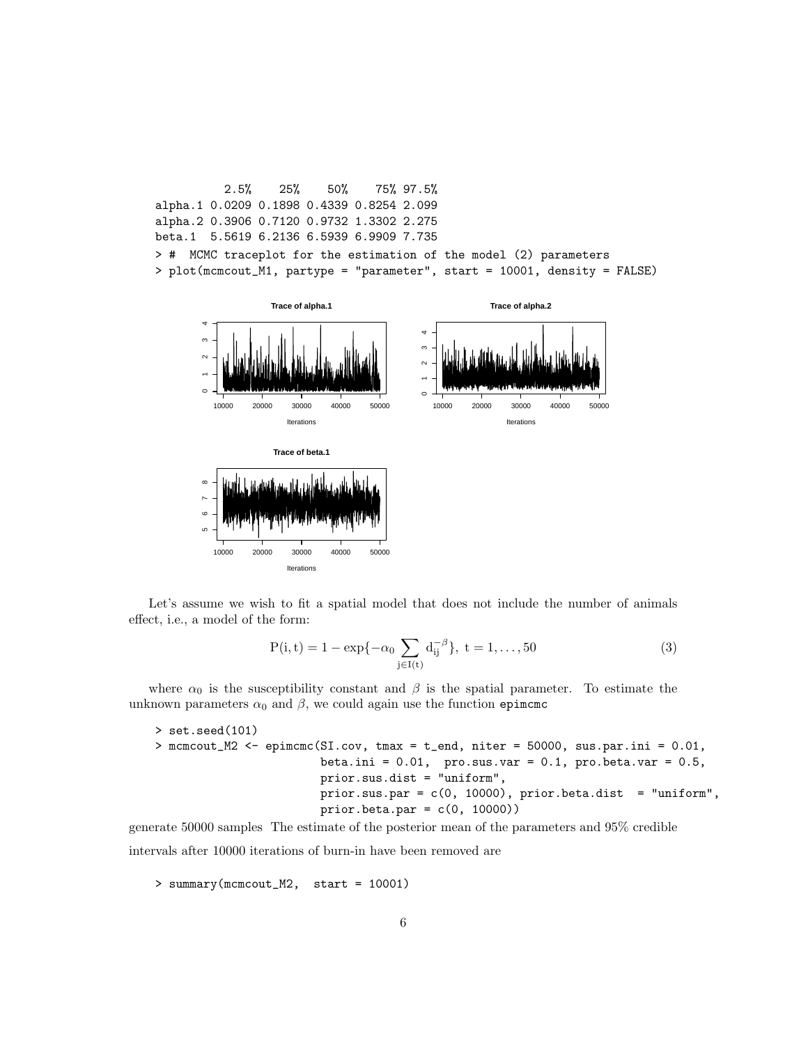```
           2.5%    25%    50%    75% 97.5%
alpha.1 0.0209 0.1898 0.4339 0.8254 2.099
alpha.2 0.3906 0.7120 0.9732 1.3302 2.275
beta.1  5.5619 6.2136 6.5939 6.9909 7.735
> #  MCMC traceplot for the estimation of the model (2) parameters
> plot(mcmcout_M1, partype = "parameter", start = 10001, density = FALSE)
```

Let's assume we wish to fit a spatial model that does not include the number of animals effect, i.e., a model of the form:

$$\mathrm{P(i,t)} = 1 - \exp\{-\alpha_0 \sum_{\mathrm{j} \in \mathrm{I(t)}} \mathrm{d_{ij}}^{-\beta}\},\ \mathrm{t} = 1, \ldots, 50 \tag{3}$$

where $\alpha_0$ is the susceptibility constant and $\beta$ is the spatial parameter. To estimate the unknown parameters $\alpha_0$ and $\beta$, we could again use the function `epimcmc`

```
> set.seed(101)
> mcmcout_M2 <- epimcmc(SI.cov, tmax = t_end, niter = 50000, sus.par.ini = 0.01,
                        beta.ini = 0.01,  pro.sus.var = 0.1, pro.beta.var = 0.5,
                        prior.sus.dist = "uniform",
                        prior.sus.par = c(0, 10000), prior.beta.dist  = "uniform",
                        prior.beta.par = c(0, 10000))
```

generate 50000 samples The estimate of the posterior mean of the parameters and 95% credible intervals after 10000 iterations of burn-in have been removed are

```
> summary(mcmcout_M2,  start = 10001)
```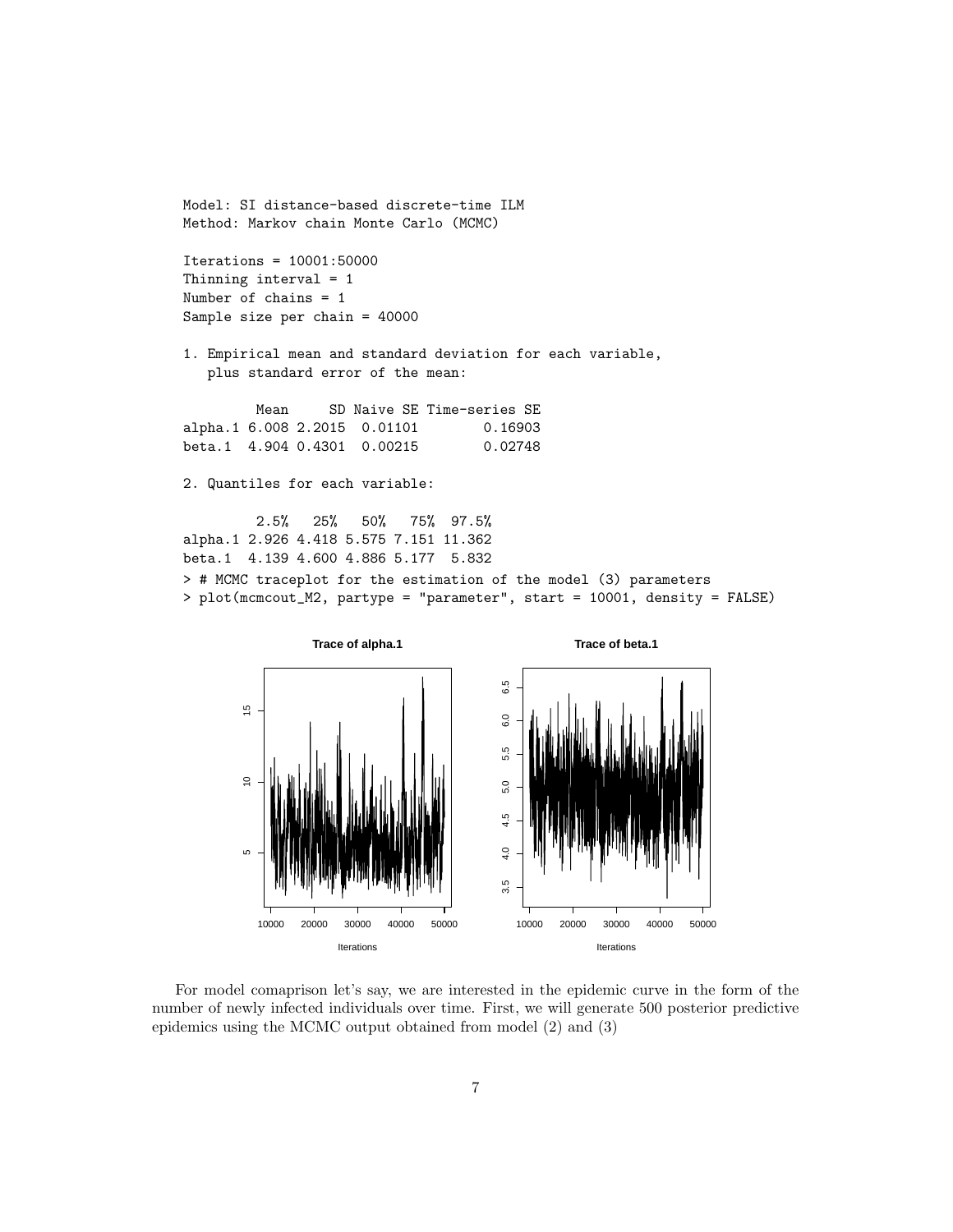```
Model: SI distance-based discrete-time ILM
Method: Markov chain Monte Carlo (MCMC)

Iterations = 10001:50000
Thinning interval = 1
Number of chains = 1
Sample size per chain = 40000

1. Empirical mean and standard deviation for each variable,
   plus standard error of the mean:

         Mean     SD Naive SE Time-series SE
alpha.1 6.008 2.2015  0.01101        0.16903
beta.1  4.904 0.4301  0.00215        0.02748

2. Quantiles for each variable:

         2.5%   25%   50%   75%  97.5%
alpha.1 2.926 4.418 5.575 7.151 11.362
beta.1  4.139 4.600 4.886 5.177  5.832
> # MCMC traceplot for the estimation of the model (3) parameters
> plot(mcmcout_M2, partype = "parameter", start = 10001, density = FALSE)
```

For model comaprison let's say, we are interested in the epidemic curve in the form of the number of newly infected individuals over time. First, we will generate 500 posterior predictive epidemics using the MCMC output obtained from model (2) and (3)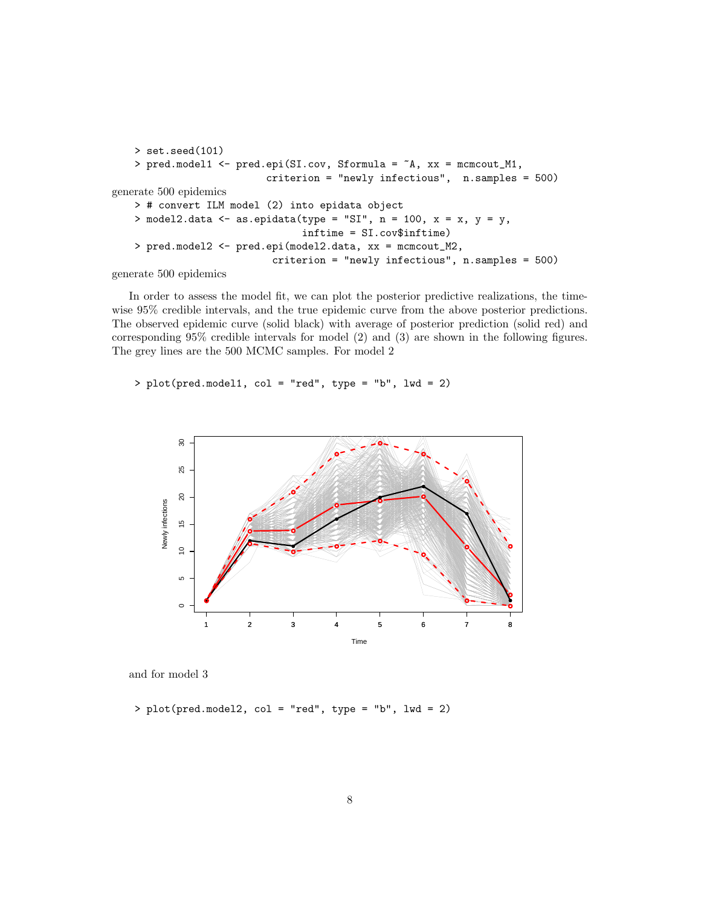```
> set.seed(101)
> pred.model1 <- pred.epi(SI.cov, Sformula = ~A, xx = mcmcout_M1,
                         criterion = "newly infectious",  n.samples = 500)
```

generate 500 epidemics

```
> # convert ILM model (2) into epidata object
> model2.data <- as.epidata(type = "SI", n = 100, x = x, y = y,
                              inftime = SI.cov$inftime)
> pred.model2 <- pred.epi(model2.data, xx = mcmcout_M2,
                          criterion = "newly infectious", n.samples = 500)
```

generate 500 epidemics

In order to assess the model fit, we can plot the posterior predictive realizations, the time-wise 95% credible intervals, and the true epidemic curve from the above posterior predictions. The observed epidemic curve (solid black) with average of posterior prediction (solid red) and corresponding 95% credible intervals for model (2) and (3) are shown in the following figures. The grey lines are the 500 MCMC samples. For model 2

```
> plot(pred.model1, col = "red", type = "b", lwd = 2)
```

and for model 3

```
> plot(pred.model2, col = "red", type = "b", lwd = 2)
```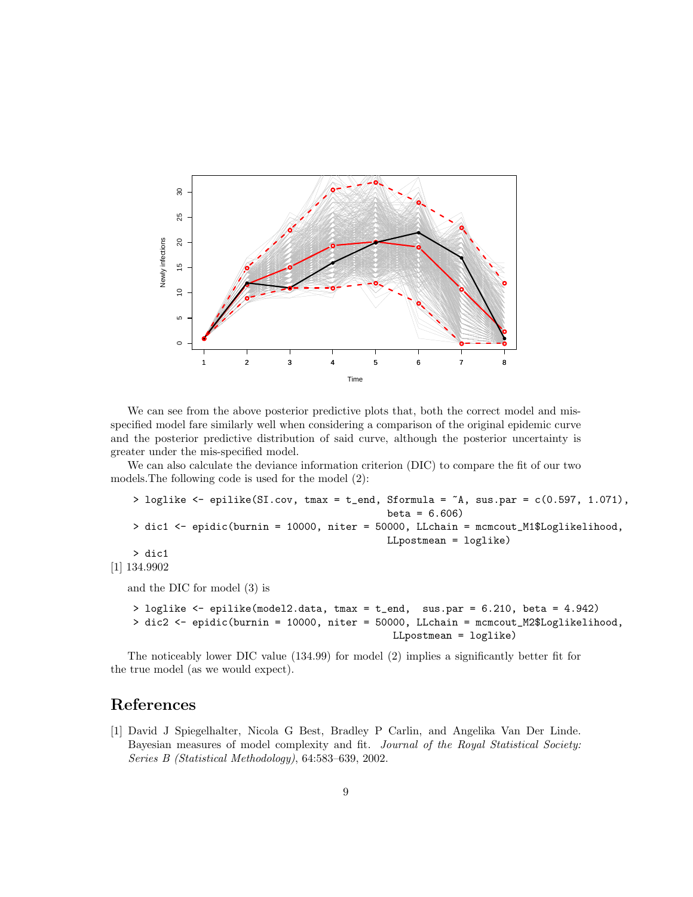We can see from the above posterior predictive plots that, both the correct model and mis-specified model fare similarly well when considering a comparison of the original epidemic curve and the posterior predictive distribution of said curve, although the posterior uncertainty is greater under the mis-specified model.

We can also calculate the deviance information criterion (DIC) to compare the fit of our two models.The following code is used for the model (2):

```
> loglike <- epilike(SI.cov, tmax = t_end, Sformula = ~A, sus.par = c(0.597, 1.071),
                                           beta = 6.606)
> dic1 <- epidic(burnin = 10000, niter = 50000, LLchain = mcmcout_M1$Loglikelihood,
                                           LLpostmean = loglike)
> dic1
```

[1] 134.9902

and the DIC for model (3) is

```
> loglike <- epilike(model2.data, tmax = t_end,  sus.par = 6.210, beta = 4.942)
> dic2 <- epidic(burnin = 10000, niter = 50000, LLchain = mcmcout_M2$Loglikelihood,
                                            LLpostmean = loglike)
```

The noticeably lower DIC value (134.99) for model (2) implies a significantly better fit for the true model (as we would expect).

## References

[1] David J Spiegelhalter, Nicola G Best, Bradley P Carlin, and Angelika Van Der Linde. Bayesian measures of model complexity and fit. *Journal of the Royal Statistical Society: Series B (Statistical Methodology)*, 64:583–639, 2002.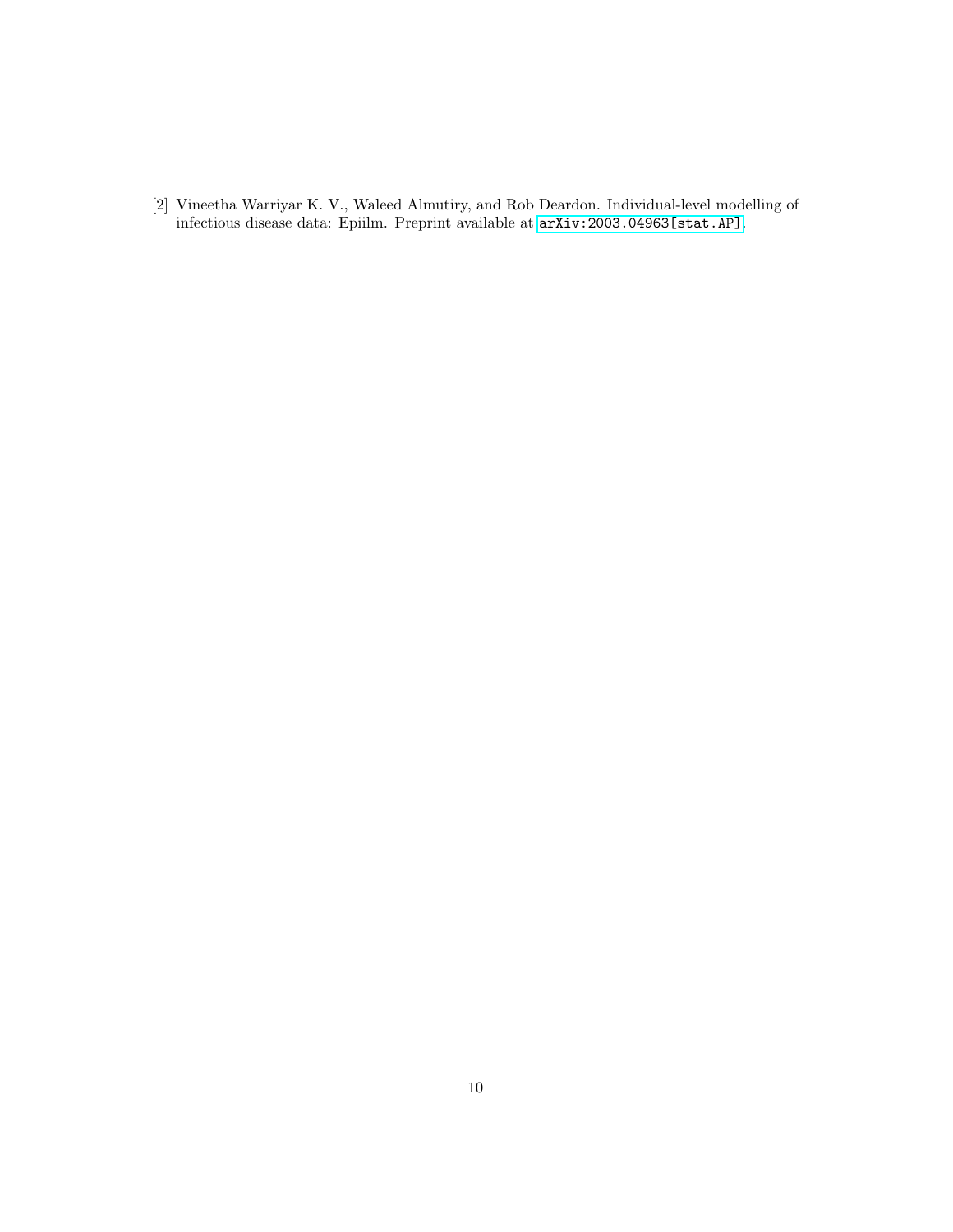[2] Vineetha Warriyar K. V., Waleed Almutiry, and Rob Deardon. Individual-level modelling of infectious disease data: Epiilm. Preprint available at `arXiv:2003.04963[stat.AP]`.